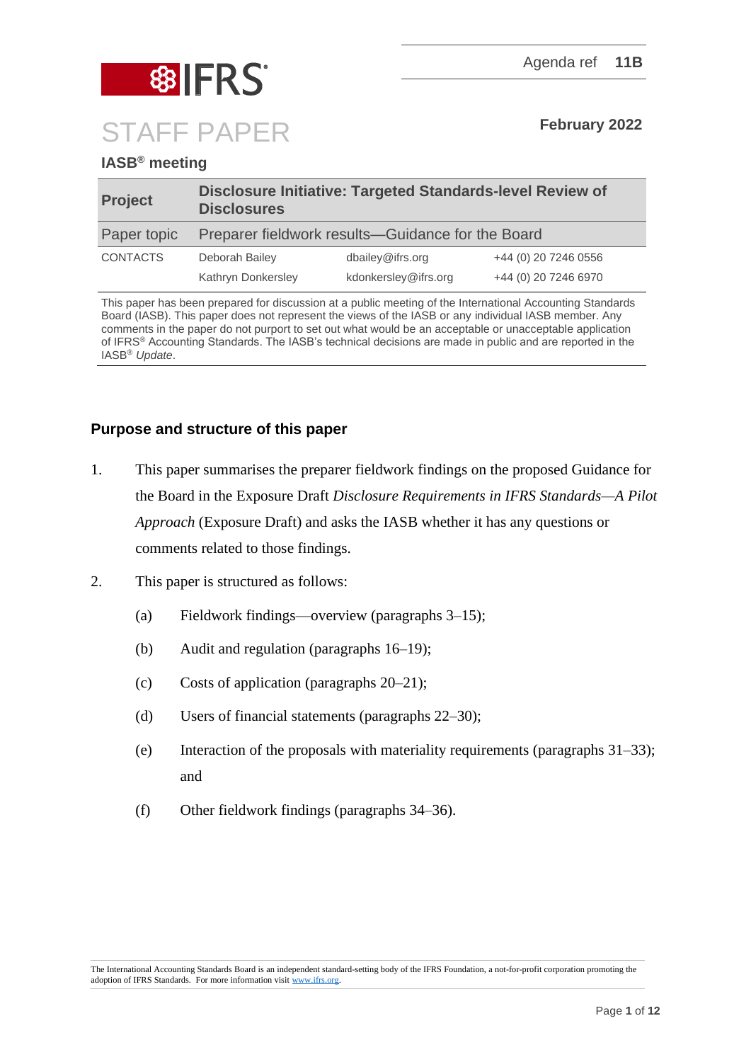Agenda ref **11B**

# STAFF PAPER

**February 2022**

**IASB® meeting**

| **Project** | **Disclosure Initiative: Targeted Standards-level Review of Disclosures** | | |
| --- | --- | --- | --- |
| Paper topic | Preparer fieldwork results—Guidance for the Board | | |
| CONTACTS | Deborah Bailey | dbailey@ifrs.org | +44 (0) 20 7246 0556 |
| | Kathryn Donkersley | kdonkersley@ifrs.org | +44 (0) 20 7246 6970 |

This paper has been prepared for discussion at a public meeting of the International Accounting Standards Board (IASB). This paper does not represent the views of the IASB or any individual IASB member. Any comments in the paper do not purport to set out what would be an acceptable or unacceptable application of IFRS® Accounting Standards. The IASB's technical decisions are made in public and are reported in the IASB® *Update*.

## Purpose and structure of this paper

1. This paper summarises the preparer fieldwork findings on the proposed Guidance for the Board in the Exposure Draft *Disclosure Requirements in IFRS Standards—A Pilot Approach* (Exposure Draft) and asks the IASB whether it has any questions or comments related to those findings.

2. This paper is structured as follows:
   - (a) Fieldwork findings—overview (paragraphs 3–15);
   - (b) Audit and regulation (paragraphs 16–19);
   - (c) Costs of application (paragraphs 20–21);
   - (d) Users of financial statements (paragraphs 22–30);
   - (e) Interaction of the proposals with materiality requirements (paragraphs 31–33); and
   - (f) Other fieldwork findings (paragraphs 34–36).

The International Accounting Standards Board is an independent standard-setting body of the IFRS Foundation, a not-for-profit corporation promoting the adoption of IFRS Standards. For more information visit www.ifrs.org.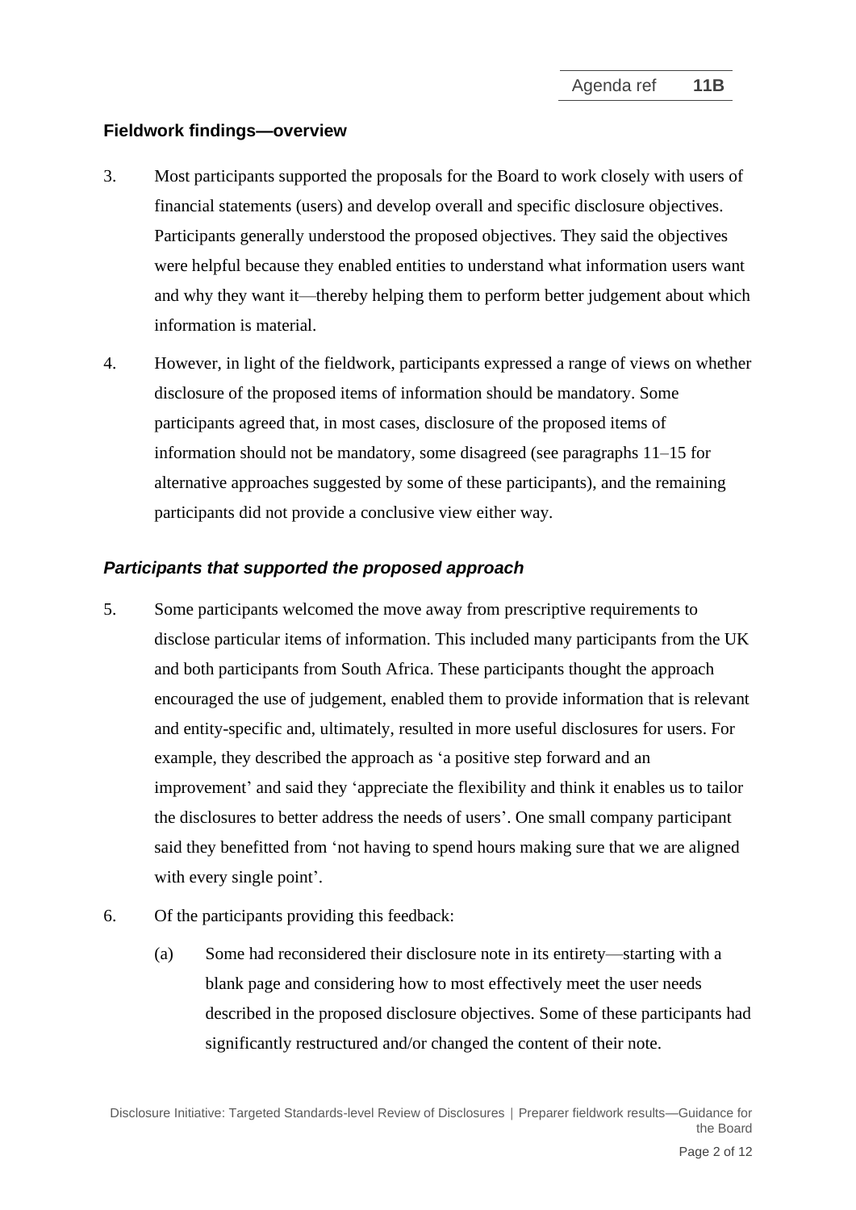## Fieldwork findings—overview

3. Most participants supported the proposals for the Board to work closely with users of financial statements (users) and develop overall and specific disclosure objectives. Participants generally understood the proposed objectives. They said the objectives were helpful because they enabled entities to understand what information users want and why they want it—thereby helping them to perform better judgement about which information is material.

4. However, in light of the fieldwork, participants expressed a range of views on whether disclosure of the proposed items of information should be mandatory. Some participants agreed that, in most cases, disclosure of the proposed items of information should not be mandatory, some disagreed (see paragraphs 11–15 for alternative approaches suggested by some of these participants), and the remaining participants did not provide a conclusive view either way.

### *Participants that supported the proposed approach*

5. Some participants welcomed the move away from prescriptive requirements to disclose particular items of information. This included many participants from the UK and both participants from South Africa. These participants thought the approach encouraged the use of judgement, enabled them to provide information that is relevant and entity-specific and, ultimately, resulted in more useful disclosures for users. For example, they described the approach as 'a positive step forward and an improvement' and said they 'appreciate the flexibility and think it enables us to tailor the disclosures to better address the needs of users'. One small company participant said they benefitted from 'not having to spend hours making sure that we are aligned with every single point'.

6. Of the participants providing this feedback:

   (a) Some had reconsidered their disclosure note in its entirety—starting with a blank page and considering how to most effectively meet the user needs described in the proposed disclosure objectives. Some of these participants had significantly restructured and/or changed the content of their note.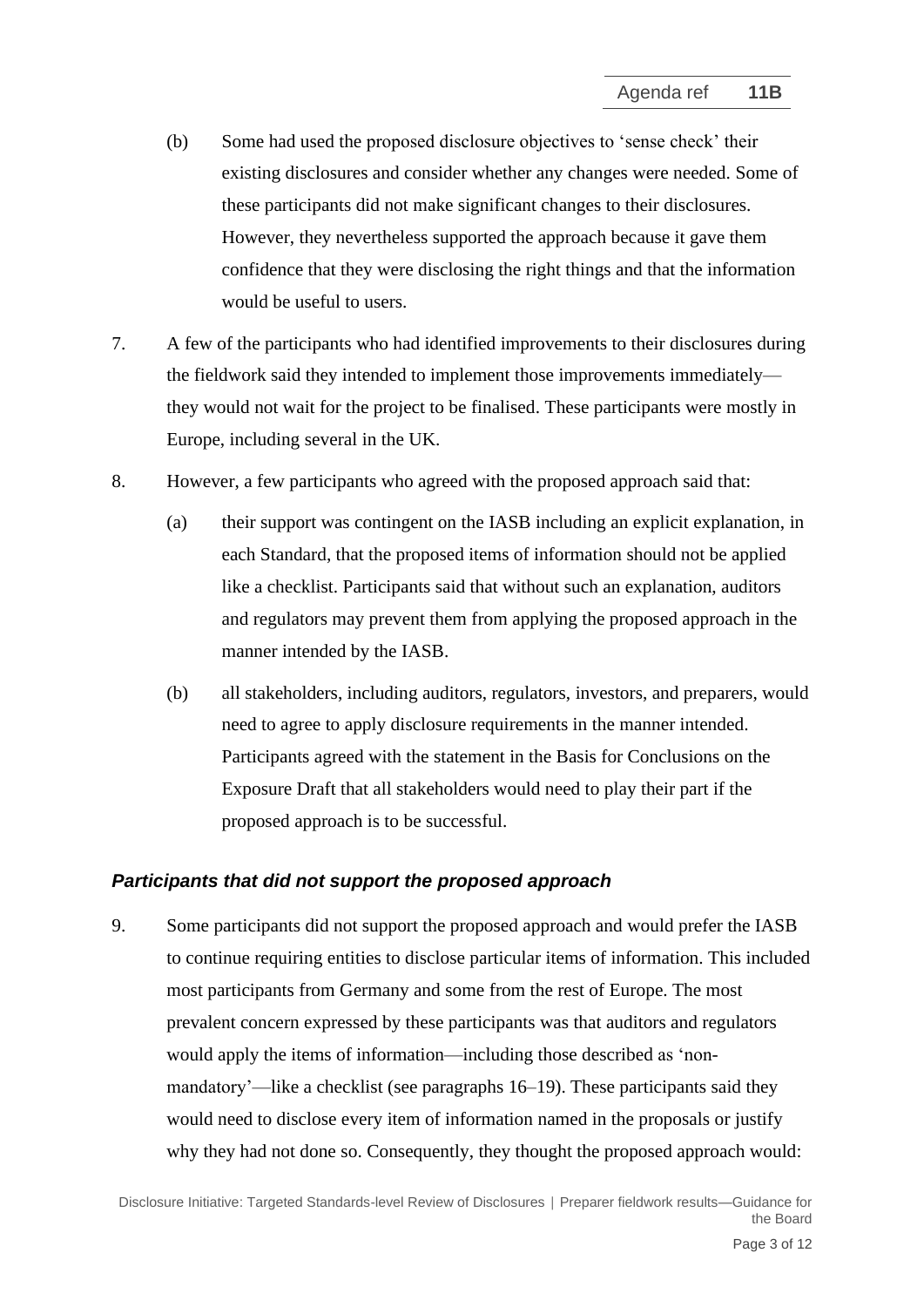(b) Some had used the proposed disclosure objectives to 'sense check' their existing disclosures and consider whether any changes were needed. Some of these participants did not make significant changes to their disclosures. However, they nevertheless supported the approach because it gave them confidence that they were disclosing the right things and that the information would be useful to users.

7. A few of the participants who had identified improvements to their disclosures during the fieldwork said they intended to implement those improvements immediately—they would not wait for the project to be finalised. These participants were mostly in Europe, including several in the UK.

8. However, a few participants who agreed with the proposed approach said that:

   (a) their support was contingent on the IASB including an explicit explanation, in each Standard, that the proposed items of information should not be applied like a checklist. Participants said that without such an explanation, auditors and regulators may prevent them from applying the proposed approach in the manner intended by the IASB.

   (b) all stakeholders, including auditors, regulators, investors, and preparers, would need to agree to apply disclosure requirements in the manner intended. Participants agreed with the statement in the Basis for Conclusions on the Exposure Draft that all stakeholders would need to play their part if the proposed approach is to be successful.

### *Participants that did not support the proposed approach*

9. Some participants did not support the proposed approach and would prefer the IASB to continue requiring entities to disclose particular items of information. This included most participants from Germany and some from the rest of Europe. The most prevalent concern expressed by these participants was that auditors and regulators would apply the items of information—including those described as 'non-mandatory'—like a checklist (see paragraphs 16–19). These participants said they would need to disclose every item of information named in the proposals or justify why they had not done so. Consequently, they thought the proposed approach would: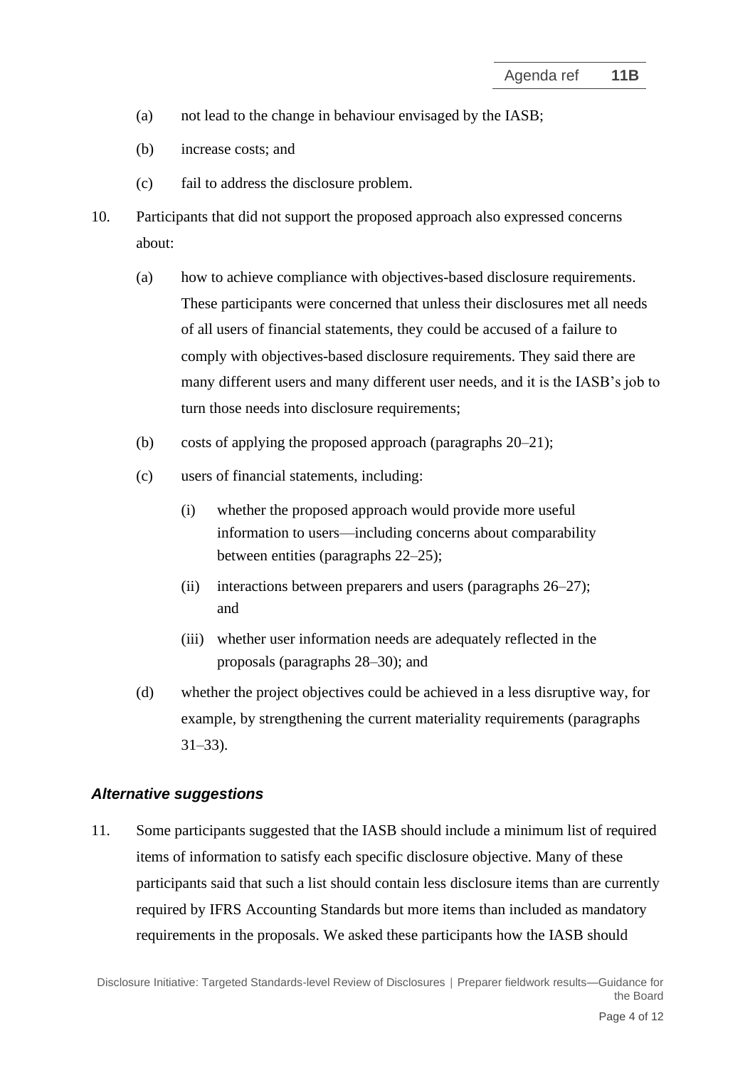(a) not lead to the change in behaviour envisaged by the IASB;

(b) increase costs; and

(c) fail to address the disclosure problem.

10. Participants that did not support the proposed approach also expressed concerns about:

    (a) how to achieve compliance with objectives-based disclosure requirements. These participants were concerned that unless their disclosures met all needs of all users of financial statements, they could be accused of a failure to comply with objectives-based disclosure requirements. They said there are many different users and many different user needs, and it is the IASB's job to turn those needs into disclosure requirements;

    (b) costs of applying the proposed approach (paragraphs 20–21);

    (c) users of financial statements, including:

        (i) whether the proposed approach would provide more useful information to users—including concerns about comparability between entities (paragraphs 22–25);

        (ii) interactions between preparers and users (paragraphs 26–27); and

        (iii) whether user information needs are adequately reflected in the proposals (paragraphs 28–30); and

    (d) whether the project objectives could be achieved in a less disruptive way, for example, by strengthening the current materiality requirements (paragraphs 31–33).

### *Alternative suggestions*

11. Some participants suggested that the IASB should include a minimum list of required items of information to satisfy each specific disclosure objective. Many of these participants said that such a list should contain less disclosure items than are currently required by IFRS Accounting Standards but more items than included as mandatory requirements in the proposals. We asked these participants how the IASB should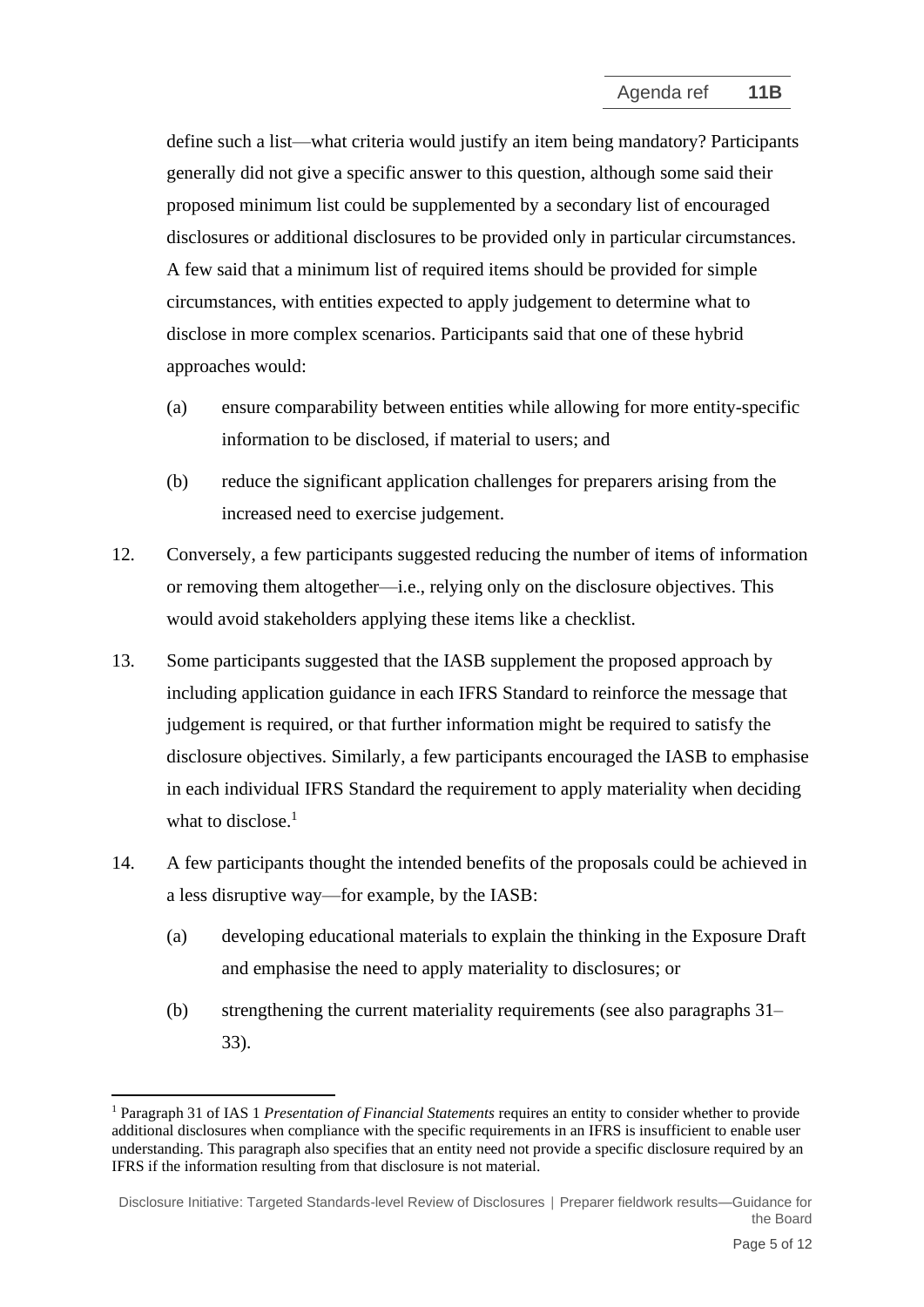define such a list—what criteria would justify an item being mandatory? Participants generally did not give a specific answer to this question, although some said their proposed minimum list could be supplemented by a secondary list of encouraged disclosures or additional disclosures to be provided only in particular circumstances. A few said that a minimum list of required items should be provided for simple circumstances, with entities expected to apply judgement to determine what to disclose in more complex scenarios. Participants said that one of these hybrid approaches would:

(a) ensure comparability between entities while allowing for more entity-specific information to be disclosed, if material to users; and

(b) reduce the significant application challenges for preparers arising from the increased need to exercise judgement.

12. Conversely, a few participants suggested reducing the number of items of information or removing them altogether—i.e., relying only on the disclosure objectives. This would avoid stakeholders applying these items like a checklist.

13. Some participants suggested that the IASB supplement the proposed approach by including application guidance in each IFRS Standard to reinforce the message that judgement is required, or that further information might be required to satisfy the disclosure objectives. Similarly, a few participants encouraged the IASB to emphasise in each individual IFRS Standard the requirement to apply materiality when deciding what to disclose.[1]

14. A few participants thought the intended benefits of the proposals could be achieved in a less disruptive way—for example, by the IASB:

(a) developing educational materials to explain the thinking in the Exposure Draft and emphasise the need to apply materiality to disclosures; or

(b) strengthening the current materiality requirements (see also paragraphs 31–33).

---

[1] Paragraph 31 of IAS 1 *Presentation of Financial Statements* requires an entity to consider whether to provide additional disclosures when compliance with the specific requirements in an IFRS is insufficient to enable user understanding. This paragraph also specifies that an entity need not provide a specific disclosure required by an IFRS if the information resulting from that disclosure is not material.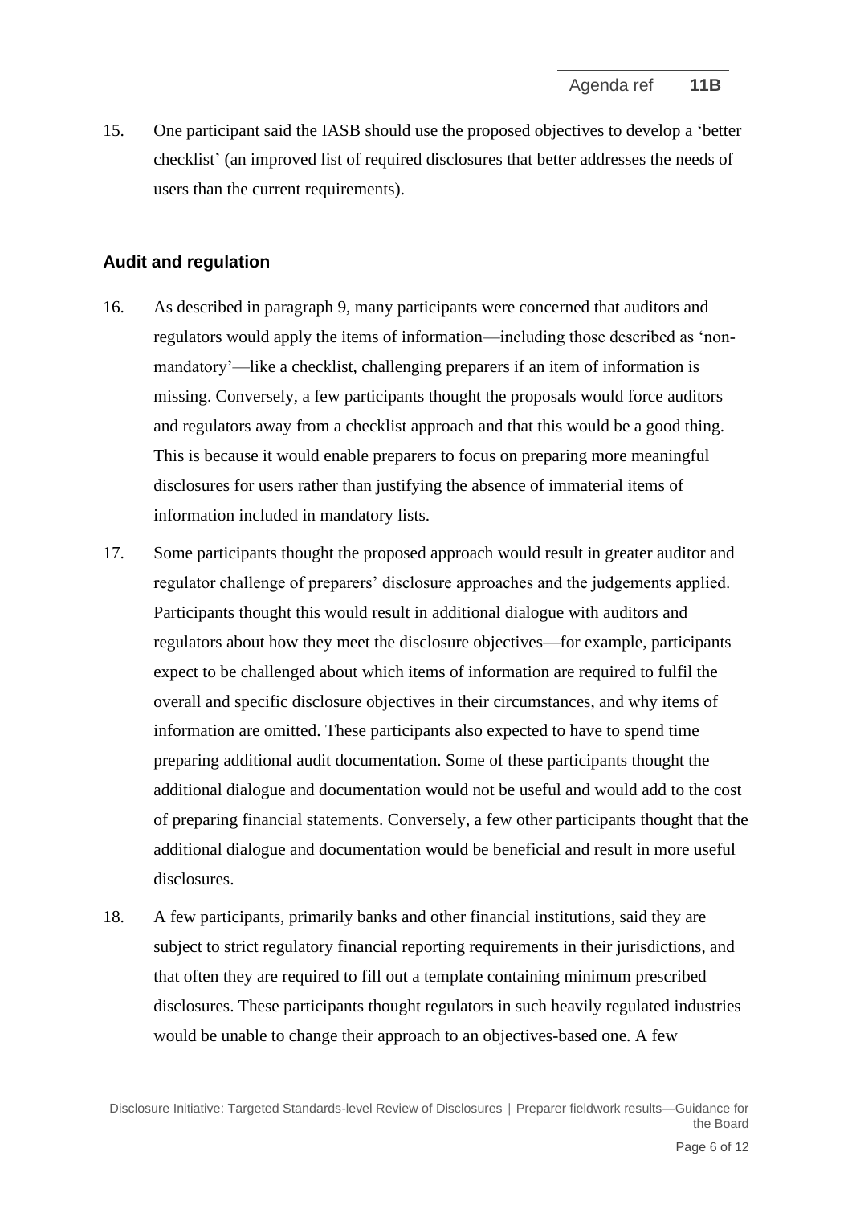15. One participant said the IASB should use the proposed objectives to develop a 'better checklist' (an improved list of required disclosures that better addresses the needs of users than the current requirements).

### Audit and regulation

16. As described in paragraph 9, many participants were concerned that auditors and regulators would apply the items of information—including those described as 'non-mandatory'—like a checklist, challenging preparers if an item of information is missing. Conversely, a few participants thought the proposals would force auditors and regulators away from a checklist approach and that this would be a good thing. This is because it would enable preparers to focus on preparing more meaningful disclosures for users rather than justifying the absence of immaterial items of information included in mandatory lists.

17. Some participants thought the proposed approach would result in greater auditor and regulator challenge of preparers' disclosure approaches and the judgements applied. Participants thought this would result in additional dialogue with auditors and regulators about how they meet the disclosure objectives—for example, participants expect to be challenged about which items of information are required to fulfil the overall and specific disclosure objectives in their circumstances, and why items of information are omitted. These participants also expected to have to spend time preparing additional audit documentation. Some of these participants thought the additional dialogue and documentation would not be useful and would add to the cost of preparing financial statements. Conversely, a few other participants thought that the additional dialogue and documentation would be beneficial and result in more useful disclosures.

18. A few participants, primarily banks and other financial institutions, said they are subject to strict regulatory financial reporting requirements in their jurisdictions, and that often they are required to fill out a template containing minimum prescribed disclosures. These participants thought regulators in such heavily regulated industries would be unable to change their approach to an objectives-based one. A few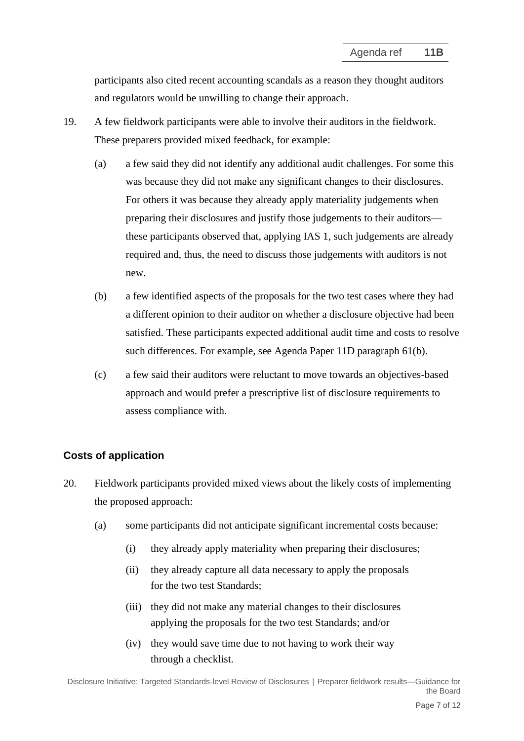participants also cited recent accounting scandals as a reason they thought auditors and regulators would be unwilling to change their approach.

19. A few fieldwork participants were able to involve their auditors in the fieldwork. These preparers provided mixed feedback, for example:

    (a) a few said they did not identify any additional audit challenges. For some this was because they did not make any significant changes to their disclosures. For others it was because they already apply materiality judgements when preparing their disclosures and justify those judgements to their auditors—these participants observed that, applying IAS 1, such judgements are already required and, thus, the need to discuss those judgements with auditors is not new.

    (b) a few identified aspects of the proposals for the two test cases where they had a different opinion to their auditor on whether a disclosure objective had been satisfied. These participants expected additional audit time and costs to resolve such differences. For example, see Agenda Paper 11D paragraph 61(b).

    (c) a few said their auditors were reluctant to move towards an objectives-based approach and would prefer a prescriptive list of disclosure requirements to assess compliance with.

### Costs of application

20. Fieldwork participants provided mixed views about the likely costs of implementing the proposed approach:

    (a) some participants did not anticipate significant incremental costs because:

        (i) they already apply materiality when preparing their disclosures;

        (ii) they already capture all data necessary to apply the proposals for the two test Standards;

        (iii) they did not make any material changes to their disclosures applying the proposals for the two test Standards; and/or

        (iv) they would save time due to not having to work their way through a checklist.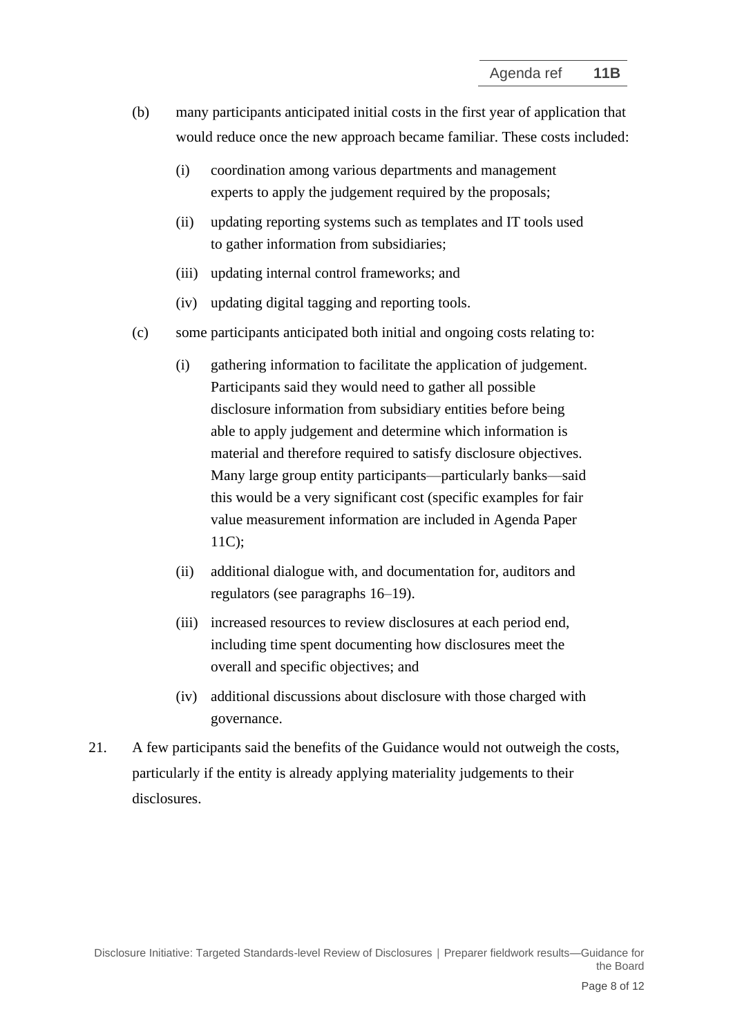(b) many participants anticipated initial costs in the first year of application that would reduce once the new approach became familiar. These costs included:

   (i) coordination among various departments and management experts to apply the judgement required by the proposals;

   (ii) updating reporting systems such as templates and IT tools used to gather information from subsidiaries;

   (iii) updating internal control frameworks; and

   (iv) updating digital tagging and reporting tools.

(c) some participants anticipated both initial and ongoing costs relating to:

   (i) gathering information to facilitate the application of judgement. Participants said they would need to gather all possible disclosure information from subsidiary entities before being able to apply judgement and determine which information is material and therefore required to satisfy disclosure objectives. Many large group entity participants—particularly banks—said this would be a very significant cost (specific examples for fair value measurement information are included in Agenda Paper 11C);

   (ii) additional dialogue with, and documentation for, auditors and regulators (see paragraphs 16–19).

   (iii) increased resources to review disclosures at each period end, including time spent documenting how disclosures meet the overall and specific objectives; and

   (iv) additional discussions about disclosure with those charged with governance.

21. A few participants said the benefits of the Guidance would not outweigh the costs, particularly if the entity is already applying materiality judgements to their disclosures.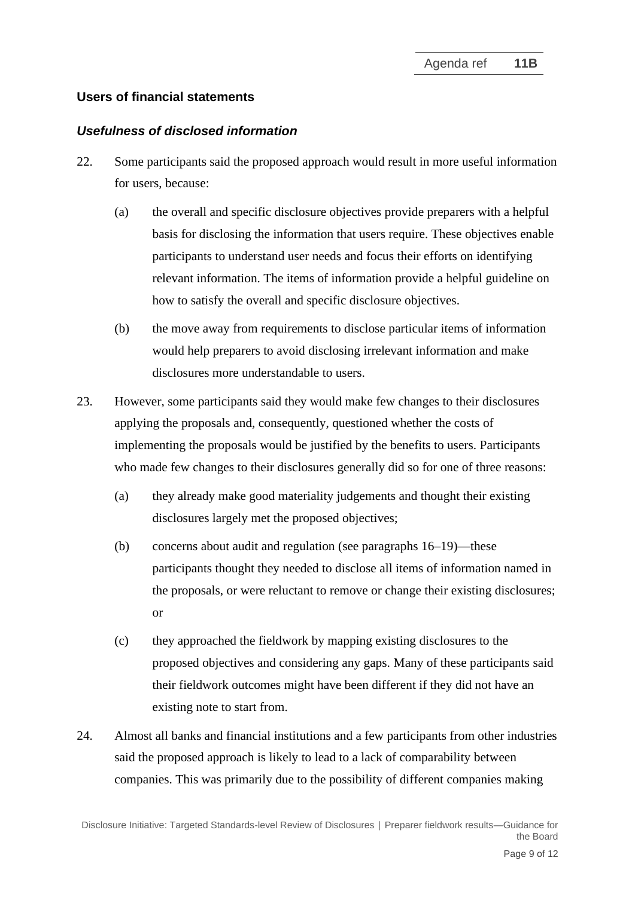## Users of financial statements

### *Usefulness of disclosed information*

22. Some participants said the proposed approach would result in more useful information for users, because:

    (a) the overall and specific disclosure objectives provide preparers with a helpful basis for disclosing the information that users require. These objectives enable participants to understand user needs and focus their efforts on identifying relevant information. The items of information provide a helpful guideline on how to satisfy the overall and specific disclosure objectives.

    (b) the move away from requirements to disclose particular items of information would help preparers to avoid disclosing irrelevant information and make disclosures more understandable to users.

23. However, some participants said they would make few changes to their disclosures applying the proposals and, consequently, questioned whether the costs of implementing the proposals would be justified by the benefits to users. Participants who made few changes to their disclosures generally did so for one of three reasons:

    (a) they already make good materiality judgements and thought their existing disclosures largely met the proposed objectives;

    (b) concerns about audit and regulation (see paragraphs 16–19)—these participants thought they needed to disclose all items of information named in the proposals, or were reluctant to remove or change their existing disclosures; or

    (c) they approached the fieldwork by mapping existing disclosures to the proposed objectives and considering any gaps. Many of these participants said their fieldwork outcomes might have been different if they did not have an existing note to start from.

24. Almost all banks and financial institutions and a few participants from other industries said the proposed approach is likely to lead to a lack of comparability between companies. This was primarily due to the possibility of different companies making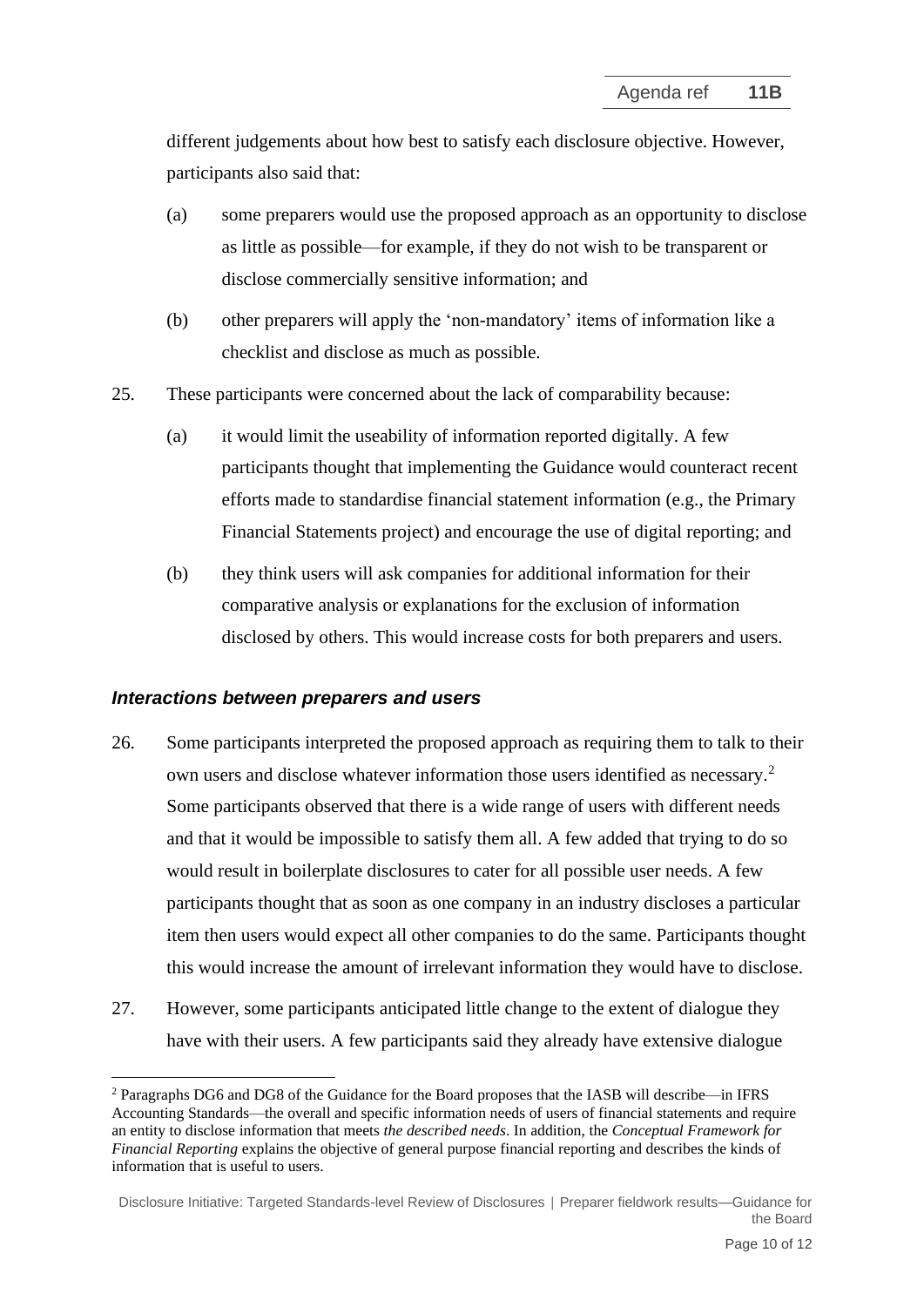different judgements about how best to satisfy each disclosure objective. However, participants also said that:

(a) some preparers would use the proposed approach as an opportunity to disclose as little as possible—for example, if they do not wish to be transparent or disclose commercially sensitive information; and

(b) other preparers will apply the 'non-mandatory' items of information like a checklist and disclose as much as possible.

25. These participants were concerned about the lack of comparability because:

(a) it would limit the useability of information reported digitally. A few participants thought that implementing the Guidance would counteract recent efforts made to standardise financial statement information (e.g., the Primary Financial Statements project) and encourage the use of digital reporting; and

(b) they think users will ask companies for additional information for their comparative analysis or explanations for the exclusion of information disclosed by others. This would increase costs for both preparers and users.

### *Interactions between preparers and users*

26. Some participants interpreted the proposed approach as requiring them to talk to their own users and disclose whatever information those users identified as necessary.[2] Some participants observed that there is a wide range of users with different needs and that it would be impossible to satisfy them all. A few added that trying to do so would result in boilerplate disclosures to cater for all possible user needs. A few participants thought that as soon as one company in an industry discloses a particular item then users would expect all other companies to do the same. Participants thought this would increase the amount of irrelevant information they would have to disclose.

27. However, some participants anticipated little change to the extent of dialogue they have with their users. A few participants said they already have extensive dialogue

[2] Paragraphs DG6 and DG8 of the Guidance for the Board proposes that the IASB will describe—in IFRS Accounting Standards—the overall and specific information needs of users of financial statements and require an entity to disclose information that meets *the described needs*. In addition, the *Conceptual Framework for Financial Reporting* explains the objective of general purpose financial reporting and describes the kinds of information that is useful to users.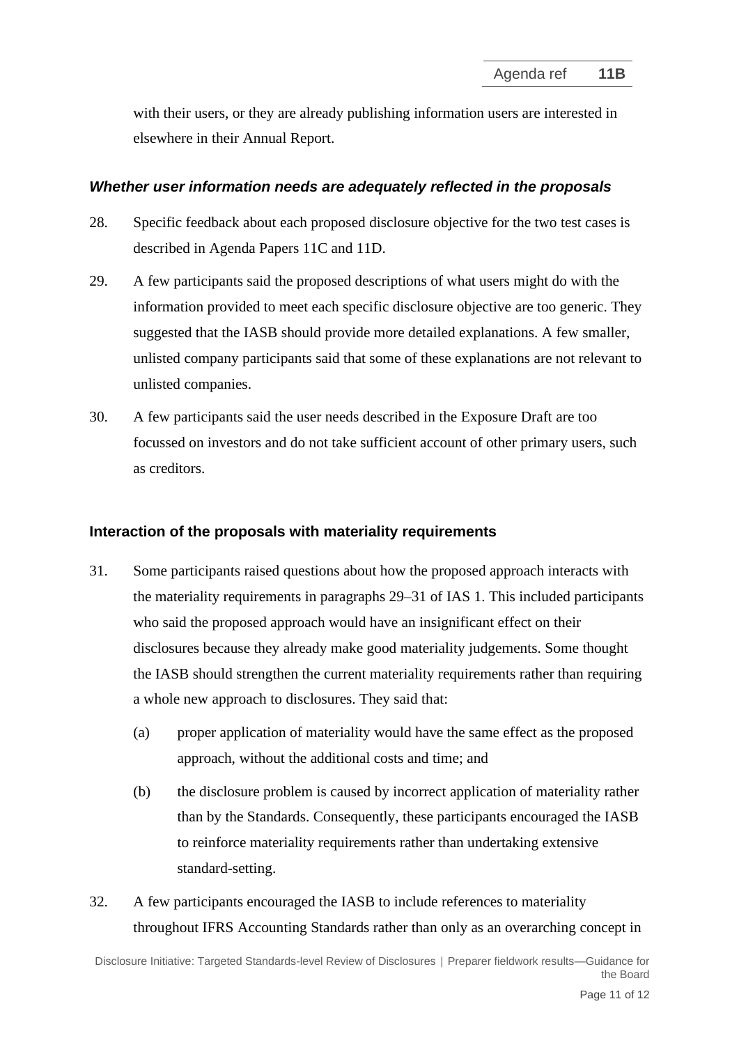with their users, or they are already publishing information users are interested in elsewhere in their Annual Report.

### *Whether user information needs are adequately reflected in the proposals*

28. Specific feedback about each proposed disclosure objective for the two test cases is described in Agenda Papers 11C and 11D.

29. A few participants said the proposed descriptions of what users might do with the information provided to meet each specific disclosure objective are too generic. They suggested that the IASB should provide more detailed explanations. A few smaller, unlisted company participants said that some of these explanations are not relevant to unlisted companies.

30. A few participants said the user needs described in the Exposure Draft are too focussed on investors and do not take sufficient account of other primary users, such as creditors.

## Interaction of the proposals with materiality requirements

31. Some participants raised questions about how the proposed approach interacts with the materiality requirements in paragraphs 29–31 of IAS 1. This included participants who said the proposed approach would have an insignificant effect on their disclosures because they already make good materiality judgements. Some thought the IASB should strengthen the current materiality requirements rather than requiring a whole new approach to disclosures. They said that:

    (a) proper application of materiality would have the same effect as the proposed approach, without the additional costs and time; and

    (b) the disclosure problem is caused by incorrect application of materiality rather than by the Standards. Consequently, these participants encouraged the IASB to reinforce materiality requirements rather than undertaking extensive standard-setting.

32. A few participants encouraged the IASB to include references to materiality throughout IFRS Accounting Standards rather than only as an overarching concept in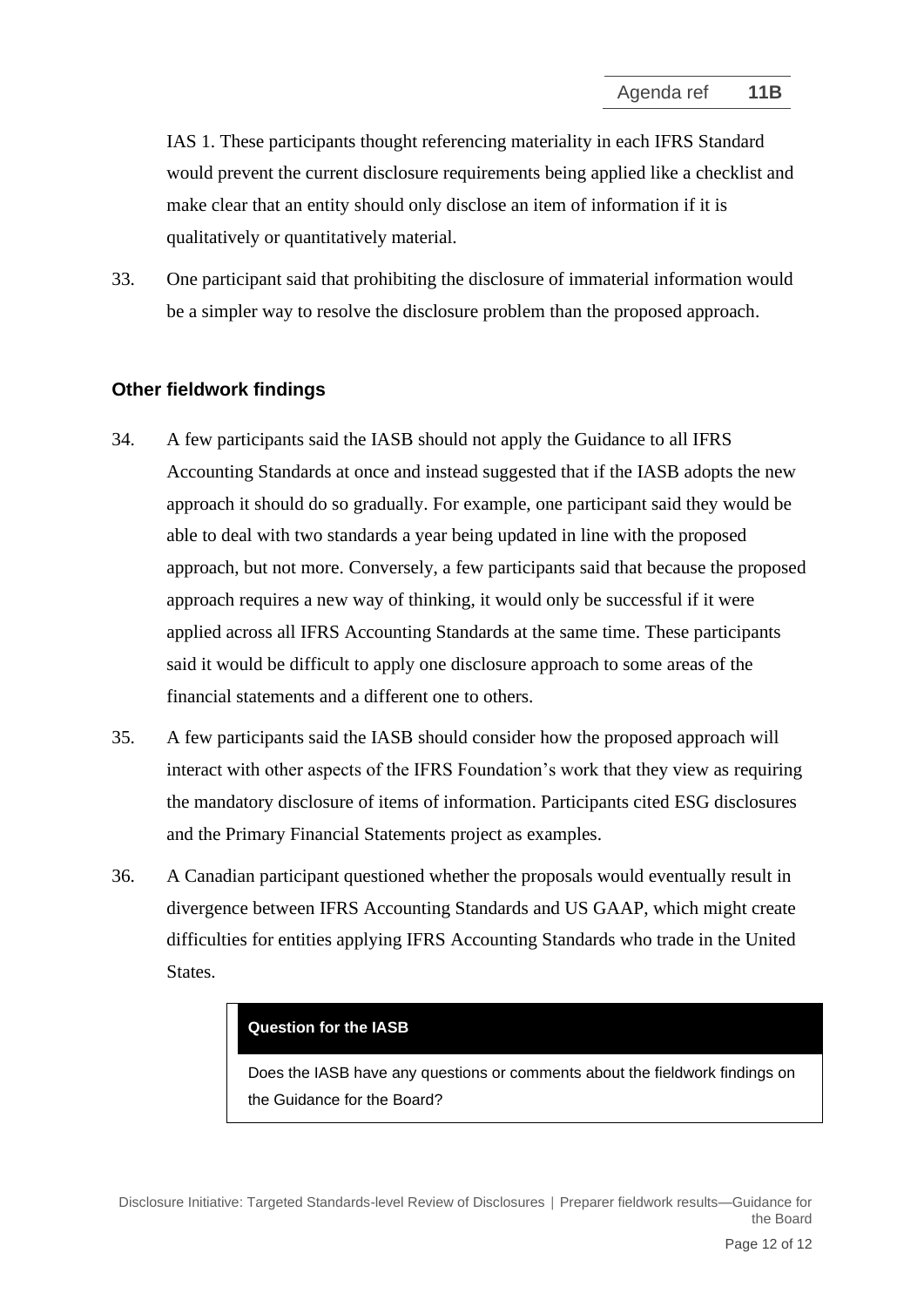IAS 1. These participants thought referencing materiality in each IFRS Standard would prevent the current disclosure requirements being applied like a checklist and make clear that an entity should only disclose an item of information if it is qualitatively or quantitatively material.

33. One participant said that prohibiting the disclosure of immaterial information would be a simpler way to resolve the disclosure problem than the proposed approach.

### Other fieldwork findings

34. A few participants said the IASB should not apply the Guidance to all IFRS Accounting Standards at once and instead suggested that if the IASB adopts the new approach it should do so gradually. For example, one participant said they would be able to deal with two standards a year being updated in line with the proposed approach, but not more. Conversely, a few participants said that because the proposed approach requires a new way of thinking, it would only be successful if it were applied across all IFRS Accounting Standards at the same time. These participants said it would be difficult to apply one disclosure approach to some areas of the financial statements and a different one to others.

35. A few participants said the IASB should consider how the proposed approach will interact with other aspects of the IFRS Foundation's work that they view as requiring the mandatory disclosure of items of information. Participants cited ESG disclosures and the Primary Financial Statements project as examples.

36. A Canadian participant questioned whether the proposals would eventually result in divergence between IFRS Accounting Standards and US GAAP, which might create difficulties for entities applying IFRS Accounting Standards who trade in the United States.

**Question for the IASB**

Does the IASB have any questions or comments about the fieldwork findings on the Guidance for the Board?